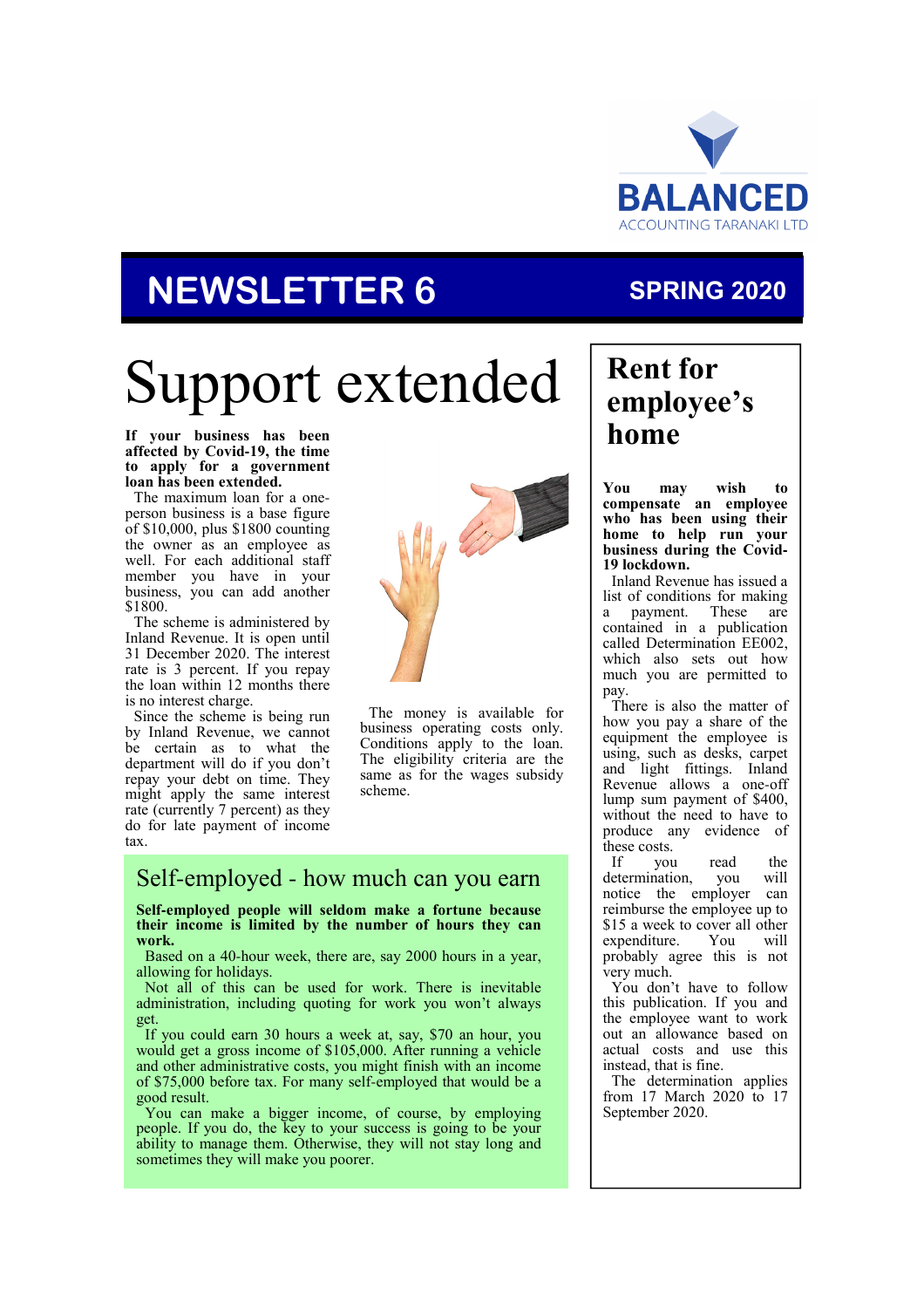BALANCED

ACCOUNTING TARANAKI LTD

# NEWSLETTER 6

**SPRING 2020**

# Support extended

**If your business has been affected by Covid-19, the time to apply for a government loan has been extended.**

The maximum loan for a one-person business is a base figure of $10,000, plus $1800 counting the owner as an employee as well. For each additional staff member you have in your business, you can add another $1800.

The scheme is administered by Inland Revenue. It is open until 31 December 2020. The interest rate is 3 percent. If you repay the loan within 12 months there is no interest charge.

Since the scheme is being run by Inland Revenue, we cannot be certain as to what the department will do if you don't repay your debt on time. They might apply the same interest rate (currently 7 percent) as they do for late payment of income tax.

The money is available for business operating costs only. Conditions apply to the loan. The eligibility criteria are the same as for the wages subsidy scheme.

## Self-employed - how much can you earn

**Self-employed people will seldom make a fortune because their income is limited by the number of hours they can work.**

Based on a 40-hour week, there are, say 2000 hours in a year, allowing for holidays.

Not all of this can be used for work. There is inevitable administration, including quoting for work you won't always get.

If you could earn 30 hours a week at, say, $70 an hour, you would get a gross income of $105,000. After running a vehicle and other administrative costs, you might finish with an income of $75,000 before tax. For many self-employed that would be a good result.

You can make a bigger income, of course, by employing people. If you do, the key to your success is going to be your ability to manage them. Otherwise, they will not stay long and sometimes they will make you poorer.

## Rent for employee's home

**You may wish to compensate an employee who has been using their home to help run your business during the Covid-19 lockdown.**

Inland Revenue has issued a list of conditions for making a payment. These are contained in a publication called Determination EE002, which also sets out how much you are permitted to pay.

There is also the matter of how you pay a share of the equipment the employee is using, such as desks, carpet and light fittings. Inland Revenue allows a one-off lump sum payment of $400, without the need to have to produce any evidence of these costs.

If you read the determination, you will notice the employer can reimburse the employee up to $15 a week to cover all other expenditure. You will probably agree this is not very much.

You don't have to follow this publication. If you and the employee want to work out an allowance based on actual costs and use this instead, that is fine.

The determination applies from 17 March 2020 to 17 September 2020.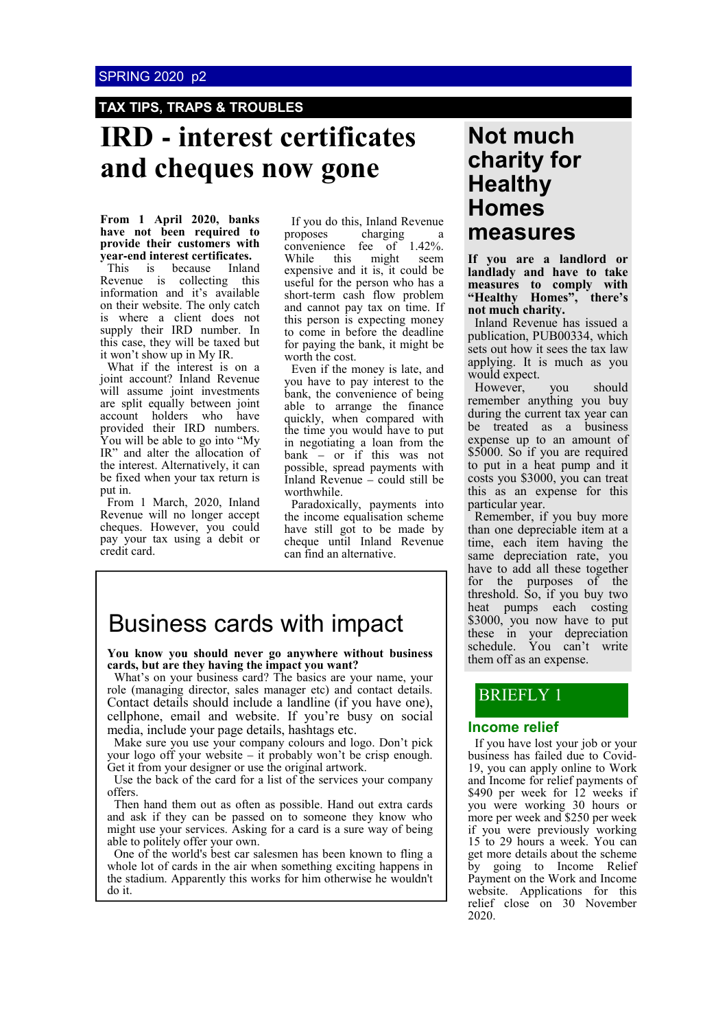## TAX TIPS, TRAPS & TROUBLES

# IRD - interest certificates and cheques now gone

**From 1 April 2020, banks have not been required to provide their customers with year-end interest certificates.**

This is because Inland Revenue is collecting this information and it's available on their website. The only catch is where a client does not supply their IRD number. In this case, they will be taxed but it won't show up in My IR.

What if the interest is on a joint account? Inland Revenue will assume joint investments are split equally between joint account holders who have provided their IRD numbers. You will be able to go into "My IR" and alter the allocation of the interest. Alternatively, it can be fixed when your tax return is put in.

From 1 March, 2020, Inland Revenue will no longer accept cheques. However, you could pay your tax using a debit or credit card.

If you do this, Inland Revenue proposes charging a convenience fee of 1.42%. While this might seem expensive and it is, it could be useful for the person who has a short-term cash flow problem and cannot pay tax on time. If this person is expecting money to come in before the deadline for paying the bank, it might be worth the cost.

Even if the money is late, and you have to pay interest to the bank, the convenience of being able to arrange the finance quickly, when compared with the time you would have to put in negotiating a loan from the bank – or if this was not possible, spread payments with Inland Revenue – could still be worthwhile.

Paradoxically, payments into the income equalisation scheme have still got to be made by cheque until Inland Revenue can find an alternative.

# Business cards with impact

**You know you should never go anywhere without business cards, but are they having the impact you want?**

What's on your business card? The basics are your name, your role (managing director, sales manager etc) and contact details. Contact details should include a landline (if you have one), cellphone, email and website. If you're busy on social media, include your page details, hashtags etc.

Make sure you use your company colours and logo. Don't pick your logo off your website – it probably won't be crisp enough. Get it from your designer or use the original artwork.

Use the back of the card for a list of the services your company offers.

Then hand them out as often as possible. Hand out extra cards and ask if they can be passed on to someone they know who might use your services. Asking for a card is a sure way of being able to politely offer your own.

One of the world's best car salesmen has been known to fling a whole lot of cards in the air when something exciting happens in the stadium. Apparently this works for him otherwise he wouldn't do it.

# Not much charity for Healthy Homes measures

**If you are a landlord or landlady and have to take measures to comply with "Healthy Homes", there's not much charity.**

Inland Revenue has issued a publication, PUB00334, which sets out how it sees the tax law applying. It is much as you would expect.

However, you should remember anything you buy during the current tax year can be treated as a business expense up to an amount of $5000. So if you are required to put in a heat pump and it costs you $3000, you can treat this as an expense for this particular year.

Remember, if you buy more than one depreciable item at a time, each item having the same depreciation rate, you have to add all these together for the purposes of the threshold. So, if you buy two heat pumps each costing $3000, you now have to put these in your depreciation schedule. You can't write them off as an expense.

## BRIEFLY 1

### Income relief

If you have lost your job or your business has failed due to Covid-19, you can apply online to Work and Income for relief payments of $490 per week for 12 weeks if you were working 30 hours or more per week and $250 per week if you were previously working 15 to 29 hours a week. You can get more details about the scheme by going to Income Relief Payment on the Work and Income website. Applications for this relief close on 30 November 2020.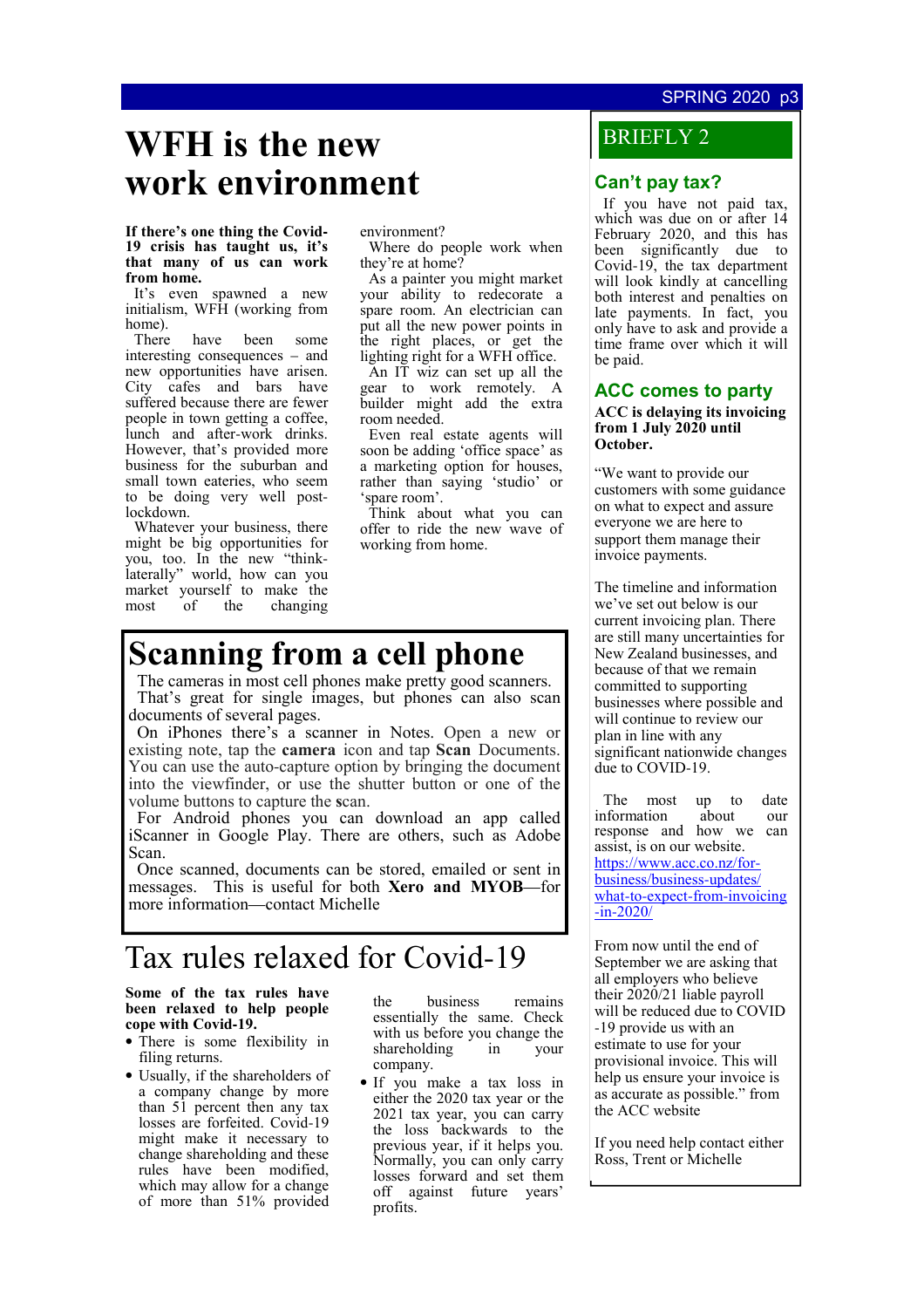# WFH is the new work environment

**If there's one thing the Covid-19 crisis has taught us, it's that many of us can work from home.**

It's even spawned a new initialism, WFH (working from home).

There have been some interesting consequences – and new opportunities have arisen. City cafes and bars have suffered because there are fewer people in town getting a coffee, lunch and after-work drinks. However, that's provided more business for the suburban and small town eateries, who seem to be doing very well post-lockdown.

Whatever your business, there might be big opportunities for you, too. In the new "think-laterally" world, how can you market yourself to make the most of the changing environment?

Where do people work when they're at home?

As a painter you might market your ability to redecorate a spare room. An electrician can put all the new power points in the right places, or get the lighting right for a WFH office.

An IT wiz can set up all the gear to work remotely. A builder might add the extra room needed.

Even real estate agents will soon be adding 'office space' as a marketing option for houses, rather than saying 'studio' or 'spare room'.

Think about what you can offer to ride the new wave of working from home.

# Scanning from a cell phone

The cameras in most cell phones make pretty good scanners.

That's great for single images, but phones can also scan documents of several pages.

On iPhones there's a scanner in Notes. Open a new or existing note, tap the **camera** icon and tap **Scan** Documents. You can use the auto-capture option by bringing the document into the viewfinder, or use the shutter button or one of the volume buttons to capture the scan.

For Android phones you can download an app called iScanner in Google Play. There are others, such as Adobe Scan.

Once scanned, documents can be stored, emailed or sent in messages. This is useful for both **Xero and MYOB**—for more information—contact Michelle

# Tax rules relaxed for Covid-19

**Some of the tax rules have been relaxed to help people cope with Covid-19.**

- There is some flexibility in filing returns.
- Usually, if the shareholders of a company change by more than 51 percent then any tax losses are forfeited. Covid-19 might make it necessary to change shareholding and these rules have been modified, which may allow for a change of more than 51% provided the business remains essentially the same. Check with us before you change the shareholding in your company.
- If you make a tax loss in either the 2020 tax year or the 2021 tax year, you can carry the loss backwards to the previous year, if it helps you. Normally, you can only carry losses forward and set them off against future years' profits.

## BRIEFLY 2

### Can't pay tax?

If you have not paid tax, which was due on or after 14 February 2020, and this has been significantly due to Covid-19, the tax department will look kindly at cancelling both interest and penalties on late payments. In fact, you only have to ask and provide a time frame over which it will be paid.

### ACC comes to party

**ACC is delaying its invoicing from 1 July 2020 until October.**

"We want to provide our customers with some guidance on what to expect and assure everyone we are here to support them manage their invoice payments.

The timeline and information we've set out below is our current invoicing plan. There are still many uncertainties for New Zealand businesses, and because of that we remain committed to supporting businesses where possible and will continue to review our plan in line with any significant nationwide changes due to COVID-19.

The most up to date information about our response and how we can assist, is on our website. https://www.acc.co.nz/for-business/business-updates/what-to-expect-from-invoicing-in-2020/

From now until the end of September we are asking that all employers who believe their 2020/21 liable payroll will be reduced due to COVID-19 provide us with an estimate to use for your provisional invoice. This will help us ensure your invoice is as accurate as possible." from the ACC website

If you need help contact either Ross, Trent or Michelle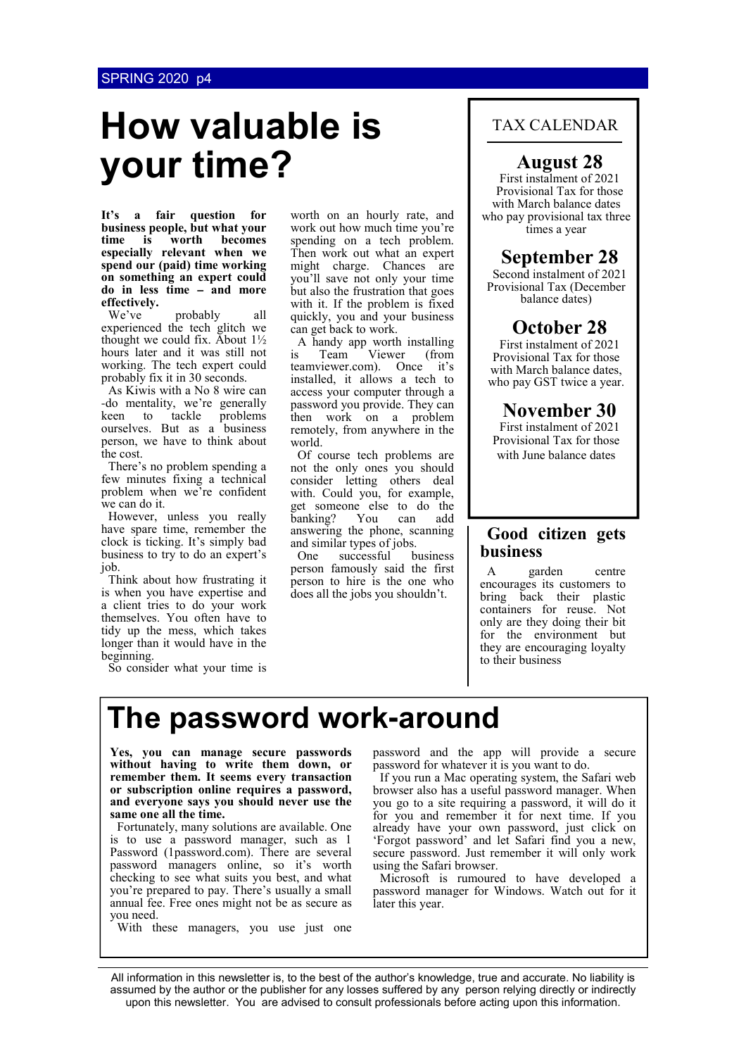# How valuable is your time?

**It's a fair question for business people, but what your time is worth becomes especially relevant when we spend our (paid) time working on something an expert could do in less time – and more effectively.**

We've probably all experienced the tech glitch we thought we could fix. About 1½ hours later and it was still not working. The tech expert could probably fix it in 30 seconds.

As Kiwis with a No 8 wire can -do mentality, we're generally keen to tackle problems ourselves. But as a business person, we have to think about the cost.

There's no problem spending a few minutes fixing a technical problem when we're confident we can do it.

However, unless you really have spare time, remember the clock is ticking. It's simply bad business to try to do an expert's job.

Think about how frustrating it is when you have expertise and a client tries to do your work themselves. You often have to tidy up the mess, which takes longer than it would have in the beginning.

So consider what your time is worth on an hourly rate, and work out how much time you're spending on a tech problem. Then work out what an expert might charge. Chances are you'll save not only your time but also the frustration that goes with it. If the problem is fixed quickly, you and your business can get back to work.

A handy app worth installing is Team Viewer (from teamviewer.com). Once it's installed, it allows a tech to access your computer through a password you provide. They can then work on a problem remotely, from anywhere in the world.

Of course tech problems are not the only ones you should consider letting others deal with. Could you, for example, get someone else to do the banking? You can add answering the phone, scanning and similar types of jobs.

One successful business person famously said the first person to hire is the one who does all the jobs you shouldn't.

## TAX CALENDAR

### August 28

First instalment of 2021 Provisional Tax for those with March balance dates who pay provisional tax three times a year

### September 28

Second instalment of 2021 Provisional Tax (December balance dates)

### October 28

First instalment of 2021 Provisional Tax for those with March balance dates, who pay GST twice a year.

### November 30

First instalment of 2021 Provisional Tax for those with June balance dates

## Good citizen gets business

A garden centre encourages its customers to bring back their plastic containers for reuse. Not only are they doing their bit for the environment but they are encouraging loyalty to their business

# The password work-around

**Yes, you can manage secure passwords without having to write them down, or remember them. It seems every transaction or subscription online requires a password, and everyone says you should never use the same one all the time.**

Fortunately, many solutions are available. One is to use a password manager, such as 1 Password (1password.com). There are several password managers online, so it's worth checking to see what suits you best, and what you're prepared to pay. There's usually a small annual fee. Free ones might not be as secure as you need.

With these managers, you use just one password and the app will provide a secure password for whatever it is you want to do.

If you run a Mac operating system, the Safari web browser also has a useful password manager. When you go to a site requiring a password, it will do it for you and remember it for next time. If you already have your own password, just click on 'Forgot password' and let Safari find you a new, secure password. Just remember it will only work using the Safari browser.

Microsoft is rumoured to have developed a password manager for Windows. Watch out for it later this year.

All information in this newsletter is, to the best of the author's knowledge, true and accurate. No liability is assumed by the author or the publisher for any losses suffered by any person relying directly or indirectly upon this newsletter. You are advised to consult professionals before acting upon this information.